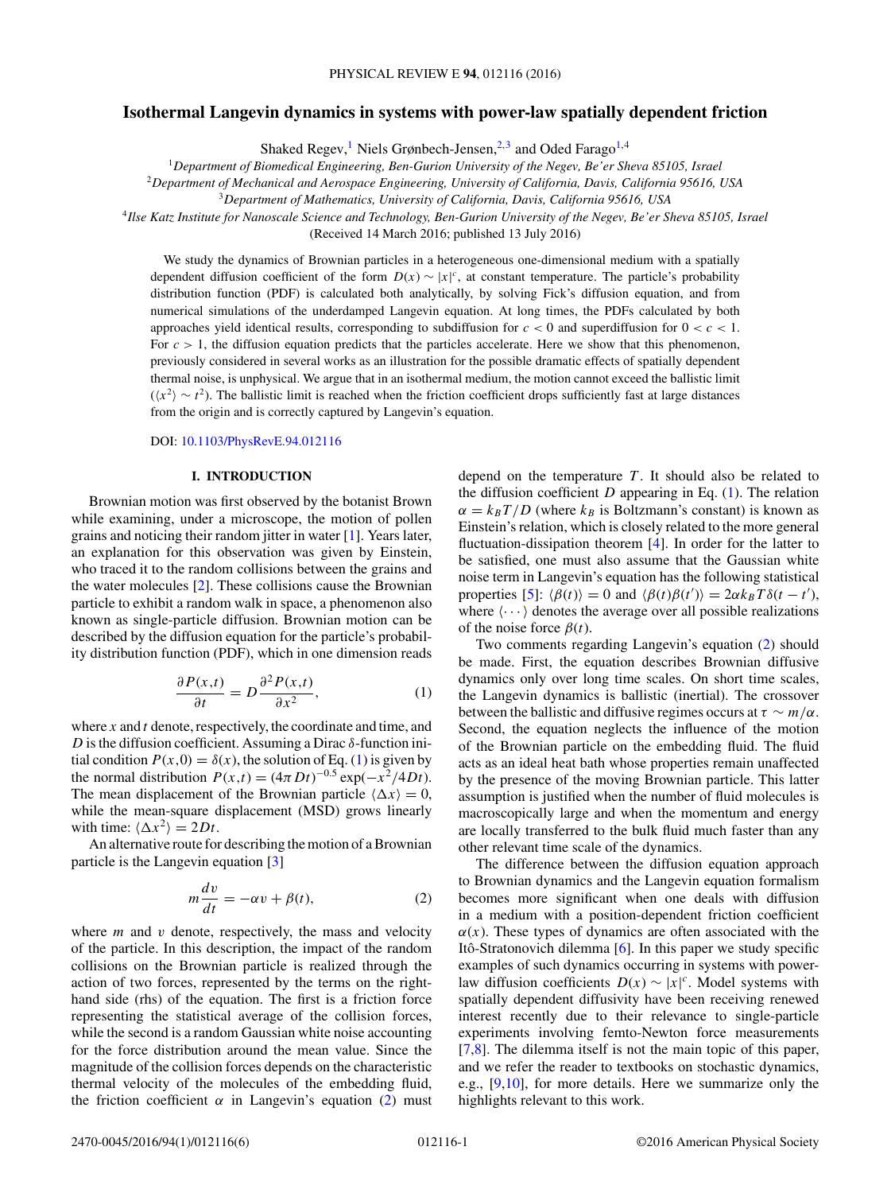# Isothermal Langevin dynamics in systems with power-law spatially dependent friction

Shaked Regev,[1] Niels Grønbech-Jensen,[2,3] and Oded Farago[1,4]

[1]*Department of Biomedical Engineering, Ben-Gurion University of the Negev, Be'er Sheva 85105, Israel*
[2]*Department of Mechanical and Aerospace Engineering, University of California, Davis, California 95616, USA*
[3]*Department of Mathematics, University of California, Davis, California 95616, USA*
[4]*Ilse Katz Institute for Nanoscale Science and Technology, Ben-Gurion University of the Negev, Be'er Sheva 85105, Israel*

(Received 14 March 2016; published 13 July 2016)

We study the dynamics of Brownian particles in a heterogeneous one-dimensional medium with a spatially dependent diffusion coefficient of the form $D(x) \sim |x|^c$, at constant temperature. The particle's probability distribution function (PDF) is calculated both analytically, by solving Fick's diffusion equation, and from numerical simulations of the underdamped Langevin equation. At long times, the PDFs calculated by both approaches yield identical results, corresponding to subdiffusion for $c < 0$ and superdiffusion for $0 < c < 1$. For $c > 1$, the diffusion equation predicts that the particles accelerate. Here we show that this phenomenon, previously considered in several works as an illustration for the possible dramatic effects of spatially dependent thermal noise, is unphysical. We argue that in an isothermal medium, the motion cannot exceed the ballistic limit ($\langle x^2 \rangle \sim t^2$). The ballistic limit is reached when the friction coefficient drops sufficiently fast at large distances from the origin and is correctly captured by Langevin's equation.

DOI: 10.1103/PhysRevE.94.012116

## I. INTRODUCTION

Brownian motion was first observed by the botanist Brown while examining, under a microscope, the motion of pollen grains and noticing their random jitter in water [1]. Years later, an explanation for this observation was given by Einstein, who traced it to the random collisions between the grains and the water molecules [2]. These collisions cause the Brownian particle to exhibit a random walk in space, a phenomenon also known as single-particle diffusion. Brownian motion can be described by the diffusion equation for the particle's probability distribution function (PDF), which in one dimension reads

$$\frac{\partial P(x,t)}{\partial t} = D\frac{\partial^2 P(x,t)}{\partial x^2}, \tag{1}$$

where $x$ and $t$ denote, respectively, the coordinate and time, and $D$ is the diffusion coefficient. Assuming a Dirac $\delta$-function initial condition $P(x,0) = \delta(x)$, the solution of Eq. (1) is given by the normal distribution $P(x,t) = (4\pi Dt)^{-0.5}\exp(-x^2/4Dt)$. The mean displacement of the Brownian particle $\langle \Delta x \rangle = 0$, while the mean-square displacement (MSD) grows linearly with time: $\langle \Delta x^2 \rangle = 2Dt$.

An alternative route for describing the motion of a Brownian particle is the Langevin equation [3]

$$m\frac{dv}{dt} = -\alpha v + \beta(t), \tag{2}$$

where $m$ and $v$ denote, respectively, the mass and velocity of the particle. In this description, the impact of the random collisions on the Brownian particle is realized through the action of two forces, represented by the terms on the right-hand side (rhs) of the equation. The first is a friction force representing the statistical average of the collision forces, while the second is a random Gaussian white noise accounting for the force distribution around the mean value. Since the magnitude of the collision forces depends on the characteristic thermal velocity of the molecules of the embedding fluid, the friction coefficient $\alpha$ in Langevin's equation (2) must depend on the temperature $T$. It should also be related to the diffusion coefficient $D$ appearing in Eq. (1). The relation $\alpha = k_BT/D$ (where $k_B$ is Boltzmann's constant) is known as Einstein's relation, which is closely related to the more general fluctuation-dissipation theorem [4]. In order for the latter to be satisfied, one must also assume that the Gaussian white noise term in Langevin's equation has the following statistical properties [5]: $\langle \beta(t) \rangle = 0$ and $\langle \beta(t)\beta(t') \rangle = 2\alpha k_BT\delta(t-t')$, where $\langle \cdots \rangle$ denotes the average over all possible realizations of the noise force $\beta(t)$.

Two comments regarding Langevin's equation (2) should be made. First, the equation describes Brownian diffusive dynamics only over long time scales. On short time scales, the Langevin dynamics is ballistic (inertial). The crossover between the ballistic and diffusive regimes occurs at $\tau \sim m/\alpha$. Second, the equation neglects the influence of the motion of the Brownian particle on the embedding fluid. The fluid acts as an ideal heat bath whose properties remain unaffected by the presence of the moving Brownian particle. This latter assumption is justified when the number of fluid molecules is macroscopically large and when the momentum and energy are locally transferred to the bulk fluid much faster than any other relevant time scale of the dynamics.

The difference between the diffusion equation approach to Brownian dynamics and the Langevin equation formalism becomes more significant when one deals with diffusion in a medium with a position-dependent friction coefficient $\alpha(x)$. These types of dynamics are often associated with the Itô-Stratonovich dilemma [6]. In this paper we study specific examples of such dynamics occurring in systems with power-law diffusion coefficients $D(x) \sim |x|^c$. Model systems with spatially dependent diffusivity have been receiving renewed interest recently due to their relevance to single-particle experiments involving femto-Newton force measurements [7,8]. The dilemma itself is not the main topic of this paper, and we refer the reader to textbooks on stochastic dynamics, e.g., [9,10], for more details. Here we summarize only the highlights relevant to this work.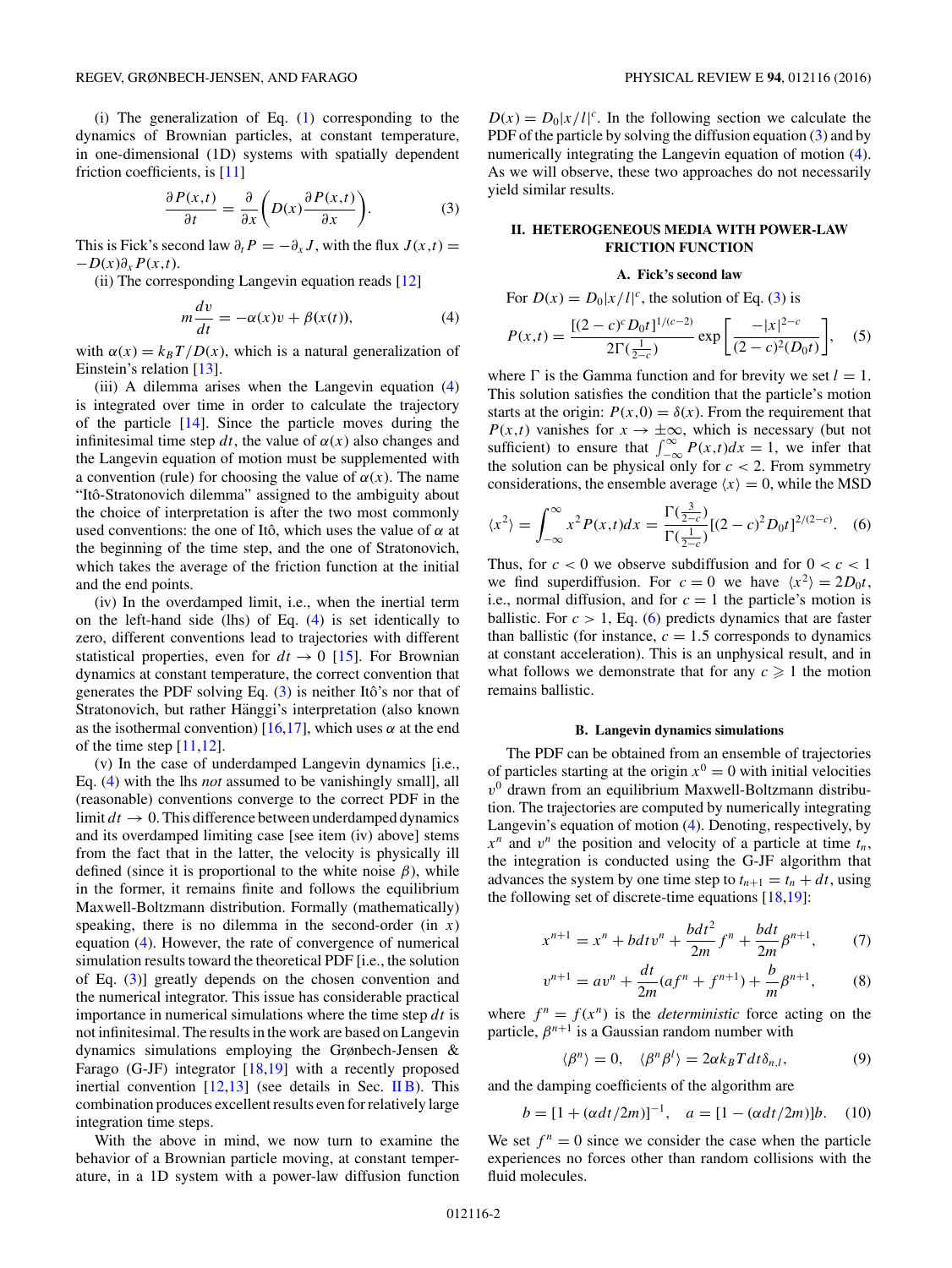(i) The generalization of Eq. (1) corresponding to the dynamics of Brownian particles, at constant temperature, in one-dimensional (1D) systems with spatially dependent friction coefficients, is [11]

$$\frac{\partial P(x,t)}{\partial t} = \frac{\partial}{\partial x}\left(D(x)\frac{\partial P(x,t)}{\partial x}\right). \tag{3}$$

This is Fick's second law $\partial_t P = -\partial_x J$, with the flux $J(x,t) = -D(x)\partial_x P(x,t)$.

(ii) The corresponding Langevin equation reads [12]

$$m\frac{dv}{dt} = -\alpha(x)v + \beta(x(t)), \tag{4}$$

with $\alpha(x) = k_B T/D(x)$, which is a natural generalization of Einstein's relation [13].

(iii) A dilemma arises when the Langevin equation (4) is integrated over time in order to calculate the trajectory of the particle [14]. Since the particle moves during the infinitesimal time step $dt$, the value of $\alpha(x)$ also changes and the Langevin equation of motion must be supplemented with a convention (rule) for choosing the value of $\alpha(x)$. The name "Itô-Stratonovich dilemma" assigned to the ambiguity about the choice of interpretation is after the two most commonly used conventions: the one of Itô, which uses the value of $\alpha$ at the beginning of the time step, and the one of Stratonovich, which takes the average of the friction function at the initial and the end points.

(iv) In the overdamped limit, i.e., when the inertial term on the left-hand side (lhs) of Eq. (4) is set identically to zero, different conventions lead to trajectories with different statistical properties, even for $dt \to 0$ [15]. For Brownian dynamics at constant temperature, the correct convention that generates the PDF solving Eq. (3) is neither Itô's nor that of Stratonovich, but rather Hänggi's interpretation (also known as the isothermal convention) [16,17], which uses $\alpha$ at the end of the time step [11,12].

(v) In the case of underdamped Langevin dynamics [i.e., Eq. (4) with the lhs *not* assumed to be vanishingly small], all (reasonable) conventions converge to the correct PDF in the limit $dt \to 0$. This difference between underdamped dynamics and its overdamped limiting case [see item (iv) above] stems from the fact that in the latter, the velocity is physically ill defined (since it is proportional to the white noise $\beta$), while in the former, it remains finite and follows the equilibrium Maxwell-Boltzmann distribution. Formally (mathematically) speaking, there is no dilemma in the second-order (in $x$) equation (4). However, the rate of convergence of numerical simulation results toward the theoretical PDF [i.e., the solution of Eq. (3)] greatly depends on the chosen convention and the numerical integrator. This issue has considerable practical importance in numerical simulations where the time step $dt$ is not infinitesimal. The results in the work are based on Langevin dynamics simulations employing the Grønbech-Jensen & Farago (G-JF) integrator [18,19] with a recently proposed inertial convention [12,13] (see details in Sec. II B). This combination produces excellent results even for relatively large integration time steps.

With the above in mind, we now turn to examine the behavior of a Brownian particle moving, at constant temperature, in a 1D system with a power-law diffusion function $D(x) = D_0|x/l|^c$. In the following section we calculate the PDF of the particle by solving the diffusion equation (3) and by numerically integrating the Langevin equation of motion (4). As we will observe, these two approaches do not necessarily yield similar results.

## II. HETEROGENEOUS MEDIA WITH POWER-LAW FRICTION FUNCTION

### A. Fick's second law

For $D(x) = D_0|x/l|^c$, the solution of Eq. (3) is

$$P(x,t) = \frac{[(2-c)^c D_0 t]^{1/(c-2)}}{2\Gamma(\frac{1}{2-c})}\exp\left[\frac{-|x|^{2-c}}{(2-c)^2(D_0 t)}\right], \tag{5}$$

where $\Gamma$ is the Gamma function and for brevity we set $l = 1$. This solution satisfies the condition that the particle's motion starts at the origin: $P(x,0) = \delta(x)$. From the requirement that $P(x,t)$ vanishes for $x \to \pm\infty$, which is necessary (but not sufficient) to ensure that $\int_{-\infty}^{\infty} P(x,t)dx = 1$, we infer that the solution can be physical only for $c < 2$. From symmetry considerations, the ensemble average $\langle x \rangle = 0$, while the MSD

$$\langle x^2 \rangle = \int_{-\infty}^{\infty} x^2 P(x,t)dx = \frac{\Gamma(\frac{3}{2-c})}{\Gamma(\frac{1}{2-c})}[(2-c)^2 D_0 t]^{2/(2-c)}. \tag{6}$$

Thus, for $c < 0$ we observe subdiffusion and for $0 < c < 1$ we find superdiffusion. For $c = 0$ we have $\langle x^2 \rangle = 2D_0 t$, i.e., normal diffusion, and for $c = 1$ the particle's motion is ballistic. For $c > 1$, Eq. (6) predicts dynamics that are faster than ballistic (for instance, $c = 1.5$ corresponds to dynamics at constant acceleration). This is an unphysical result, and in what follows we demonstrate that for any $c \geqslant 1$ the motion remains ballistic.

### B. Langevin dynamics simulations

The PDF can be obtained from an ensemble of trajectories of particles starting at the origin $x^0 = 0$ with initial velocities $v^0$ drawn from an equilibrium Maxwell-Boltzmann distribution. The trajectories are computed by numerically integrating Langevin's equation of motion (4). Denoting, respectively, by $x^n$ and $v^n$ the position and velocity of a particle at time $t_n$, the integration is conducted using the G-JF algorithm that advances the system by one time step to $t_{n+1} = t_n + dt$, using the following set of discrete-time equations [18,19]:

$$x^{n+1} = x^n + bdt\,v^n + \frac{bdt^2}{2m}f^n + \frac{bdt}{2m}\beta^{n+1}, \tag{7}$$

$$v^{n+1} = av^n + \frac{dt}{2m}(af^n + f^{n+1}) + \frac{b}{m}\beta^{n+1}, \tag{8}$$

where $f^n = f(x^n)$ is the *deterministic* force acting on the particle, $\beta^{n+1}$ is a Gaussian random number with

$$\langle \beta^n \rangle = 0, \quad \langle \beta^n \beta^l \rangle = 2\alpha k_B T dt \delta_{n,l}, \tag{9}$$

and the damping coefficients of the algorithm are

$$b = [1 + (\alpha dt/2m)]^{-1}, \quad a = [1 - (\alpha dt/2m)]b. \tag{10}$$

We set $f^n = 0$ since we consider the case when the particle experiences no forces other than random collisions with the fluid molecules.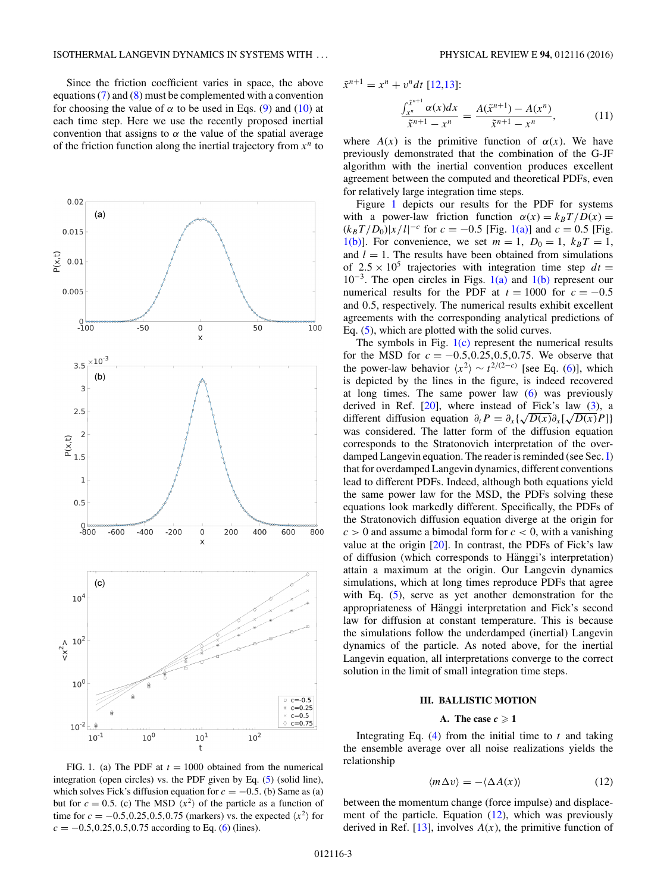Since the friction coefficient varies in space, the above equations (7) and (8) must be complemented with a convention for choosing the value of $\alpha$ to be used in Eqs. (9) and (10) at each time step. Here we use the recently proposed inertial convention that assigns to $\alpha$ the value of the spatial average of the friction function along the inertial trajectory from $x^n$ to $\tilde{x}^{n+1} = x^n + v^n dt$ [12,13]:

$$\frac{\int_{x^n}^{\tilde{x}^{n+1}} \alpha(x)dx}{\tilde{x}^{n+1} - x^n} = \frac{A(\tilde{x}^{n+1}) - A(x^n)}{\tilde{x}^{n+1} - x^n}, \tag{11}$$

where $A(x)$ is the primitive function of $\alpha(x)$. We have previously demonstrated that the combination of the G-JF algorithm with the inertial convention produces excellent agreement between the computed and theoretical PDFs, even for relatively large integration time steps.

Figure 1 depicts our results for the PDF for systems with a power-law friction function $\alpha(x) = k_BT/D(x) = (k_BT/D_0)|x/l|^{-c}$ for $c = -0.5$ [Fig. 1(a)] and $c = 0.5$ [Fig. 1(b)]. For convenience, we set $m = 1$, $D_0 = 1$, $k_BT = 1$, and $l = 1$. The results have been obtained from simulations of $2.5 \times 10^5$ trajectories with integration time step $dt = 10^{-3}$. The open circles in Figs. 1(a) and 1(b) represent our numerical results for the PDF at $t = 1000$ for $c = -0.5$ and 0.5, respectively. The numerical results exhibit excellent agreements with the corresponding analytical predictions of Eq. (5), which are plotted with the solid curves.

The symbols in Fig. 1(c) represent the numerical results for the MSD for $c = -0.5, 0.25, 0.5, 0.75$. We observe that the power-law behavior $\langle x^2 \rangle \sim t^{2/(2-c)}$ [see Eq. (6)], which is depicted by the lines in the figure, is indeed recovered at long times. The same power law (6) was previously derived in Ref. [20], where instead of Fick's law (3), a different diffusion equation $\partial_t P = \partial_x\{\sqrt{D(x)}\partial_x[\sqrt{D(x)}P]\}$ was considered. The latter form of the diffusion equation corresponds to the Stratonovich interpretation of the overdamped Langevin equation. The reader is reminded (see Sec. I) that for overdamped Langevin dynamics, different conventions lead to different PDFs. Indeed, although both equations yield the same power law for the MSD, the PDFs solving these equations look markedly different. Specifically, the PDFs of the Stratonovich diffusion equation diverge at the origin for $c > 0$ and assume a bimodal form for $c < 0$, with a vanishing value at the origin [20]. In contrast, the PDFs of Fick's law of diffusion (which corresponds to Hänggi's interpretation) attain a maximum at the origin. Our Langevin dynamics simulations, which at long times reproduce PDFs that agree with Eq. (5), serve as yet another demonstration for the appropriateness of Hänggi interpretation and Fick's second law for diffusion at constant temperature. This is because the simulations follow the underdamped (inertial) Langevin dynamics of the particle. As noted above, for the inertial Langevin equation, all interpretations converge to the correct solution in the limit of small integration time steps.

FIG. 1. (a) The PDF at $t = 1000$ obtained from the numerical integration (open circles) vs. the PDF given by Eq. (5) (solid line), which solves Fick's diffusion equation for $c = -0.5$. (b) Same as (a) but for $c = 0.5$. (c) The MSD $\langle x^2 \rangle$ of the particle as a function of time for $c = -0.5, 0.25, 0.5, 0.75$ (markers) vs. the expected $\langle x^2 \rangle$ for $c = -0.5, 0.25, 0.5, 0.75$ according to Eq. (6) (lines).

## III. BALLISTIC MOTION

### A. The case $c \geqslant 1$

Integrating Eq. (4) from the initial time to $t$ and taking the ensemble average over all noise realizations yields the relationship

$$\langle m\Delta v \rangle = -\langle \Delta A(x) \rangle \tag{12}$$

between the momentum change (force impulse) and displacement of the particle. Equation (12), which was previously derived in Ref. [13], involves $A(x)$, the primitive function of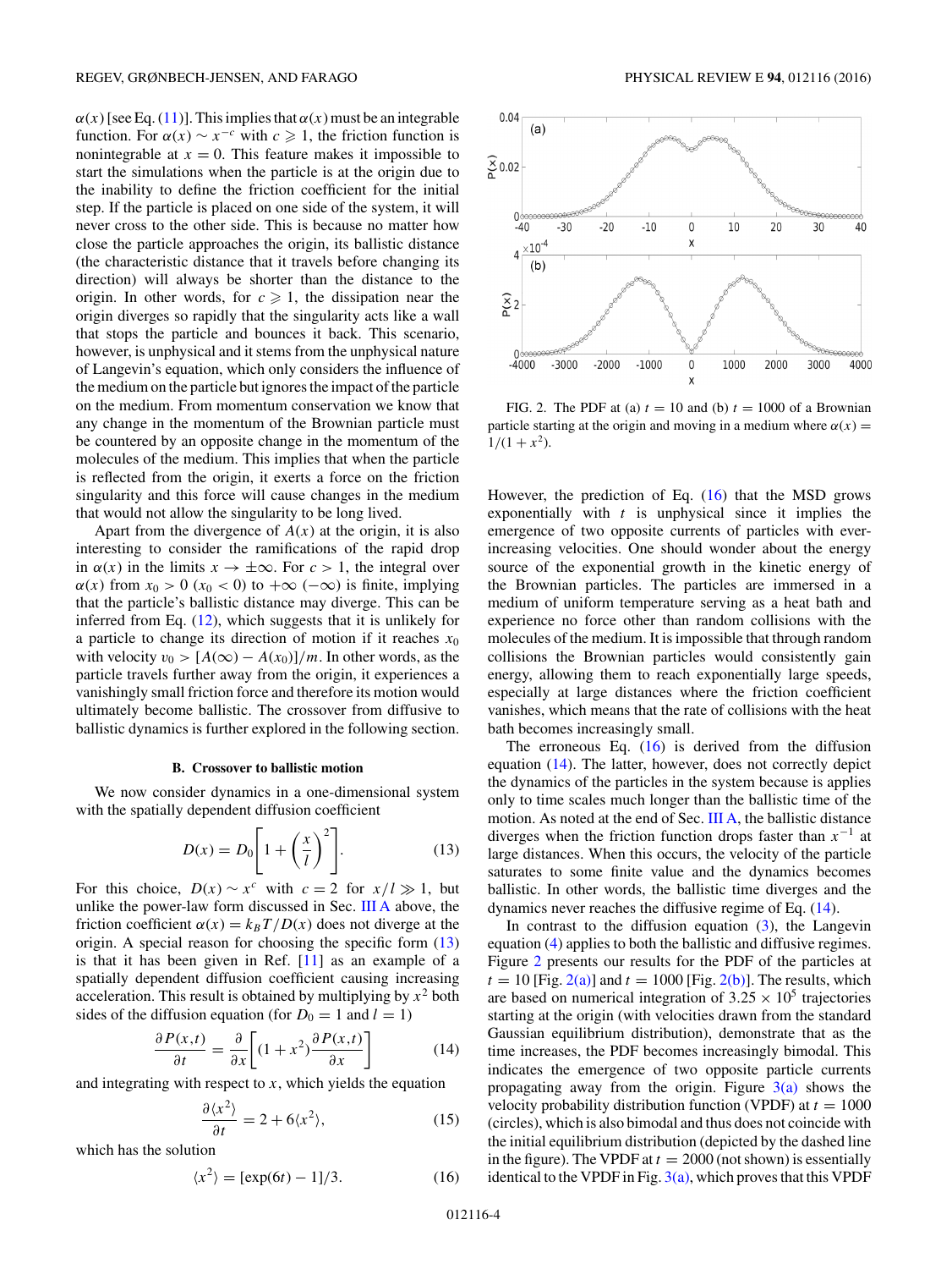$\alpha(x)$ [see Eq. (11)]. This implies that $\alpha(x)$ must be an integrable function. For $\alpha(x) \sim x^{-c}$ with $c \geqslant 1$, the friction function is nonintegrable at $x = 0$. This feature makes it impossible to start the simulations when the particle is at the origin due to the inability to define the friction coefficient for the initial step. If the particle is placed on one side of the system, it will never cross to the other side. This is because no matter how close the particle approaches the origin, its ballistic distance (the characteristic distance that it travels before changing its direction) will always be shorter than the distance to the origin. In other words, for $c \geqslant 1$, the dissipation near the origin diverges so rapidly that the singularity acts like a wall that stops the particle and bounces it back. This scenario, however, is unphysical and it stems from the unphysical nature of Langevin's equation, which only considers the influence of the medium on the particle but ignores the impact of the particle on the medium. From momentum conservation we know that any change in the momentum of the Brownian particle must be countered by an opposite change in the momentum of the molecules of the medium. This implies that when the particle is reflected from the origin, it exerts a force on the friction singularity and this force will cause changes in the medium that would not allow the singularity to be long lived.

Apart from the divergence of $A(x)$ at the origin, it is also interesting to consider the ramifications of the rapid drop in $\alpha(x)$ in the limits $x \to \pm\infty$. For $c > 1$, the integral over $\alpha(x)$ from $x_0 > 0$ ($x_0 < 0$) to $+\infty$ ($-\infty$) is finite, implying that the particle's ballistic distance may diverge. This can be inferred from Eq. (12), which suggests that it is unlikely for a particle to change its direction of motion if it reaches $x_0$ with velocity $v_0 > [A(\infty) - A(x_0)]/m$. In other words, as the particle travels further away from the origin, it experiences a vanishingly small friction force and therefore its motion would ultimately become ballistic. The crossover from diffusive to ballistic dynamics is further explored in the following section.

### B. Crossover to ballistic motion

We now consider dynamics in a one-dimensional system with the spatially dependent diffusion coefficient

$$D(x) = D_0\left[1 + \left(\frac{x}{l}\right)^2\right]. \tag{13}$$

For this choice, $D(x) \sim x^c$ with $c = 2$ for $x/l \gg 1$, but unlike the power-law form discussed in Sec. III A above, the friction coefficient $\alpha(x) = k_BT/D(x)$ does not diverge at the origin. A special reason for choosing the specific form (13) is that it has been given in Ref. [11] as an example of a spatially dependent diffusion coefficient causing increasing acceleration. This result is obtained by multiplying by $x^2$ both sides of the diffusion equation (for $D_0 = 1$ and $l = 1$)

$$\frac{\partial P(x,t)}{\partial t} = \frac{\partial}{\partial x}\left[(1 + x^2)\frac{\partial P(x,t)}{\partial x}\right] \tag{14}$$

and integrating with respect to $x$, which yields the equation

$$\frac{\partial \langle x^2\rangle}{\partial t} = 2 + 6\langle x^2\rangle, \tag{15}$$

which has the solution

$$\langle x^2\rangle = [\exp(6t) - 1]/3. \tag{16}$$

FIG. 2. The PDF at (a) $t = 10$ and (b) $t = 1000$ of a Brownian particle starting at the origin and moving in a medium where $\alpha(x) = 1/(1 + x^2)$.

However, the prediction of Eq. (16) that the MSD grows exponentially with $t$ is unphysical since it implies the emergence of two opposite currents of particles with ever-increasing velocities. One should wonder about the energy source of the exponential growth in the kinetic energy of the Brownian particles. The particles are immersed in a medium of uniform temperature serving as a heat bath and experience no force other than random collisions with the molecules of the medium. It is impossible that through random collisions the Brownian particles would consistently gain energy, allowing them to reach exponentially large speeds, especially at large distances where the friction coefficient vanishes, which means that the rate of collisions with the heat bath becomes increasingly small.

The erroneous Eq. (16) is derived from the diffusion equation (14). The latter, however, does not correctly depict the dynamics of the particles in the system because is applies only to time scales much longer than the ballistic time of the motion. As noted at the end of Sec. III A, the ballistic distance diverges when the friction function drops faster than $x^{-1}$ at large distances. When this occurs, the velocity of the particle saturates to some finite value and the dynamics becomes ballistic. In other words, the ballistic time diverges and the dynamics never reaches the diffusive regime of Eq. (14).

In contrast to the diffusion equation (3), the Langevin equation (4) applies to both the ballistic and diffusive regimes. Figure 2 presents our results for the PDF of the particles at $t = 10$ [Fig. 2(a)] and $t = 1000$ [Fig. 2(b)]. The results, which are based on numerical integration of $3.25 \times 10^5$ trajectories starting at the origin (with velocities drawn from the standard Gaussian equilibrium distribution), demonstrate that as the time increases, the PDF becomes increasingly bimodal. This indicates the emergence of two opposite particle currents propagating away from the origin. Figure 3(a) shows the velocity probability distribution function (VPDF) at $t = 1000$ (circles), which is also bimodal and thus does not coincide with the initial equilibrium distribution (depicted by the dashed line in the figure). The VPDF at $t = 2000$ (not shown) is essentially identical to the VPDF in Fig. 3(a), which proves that this VPDF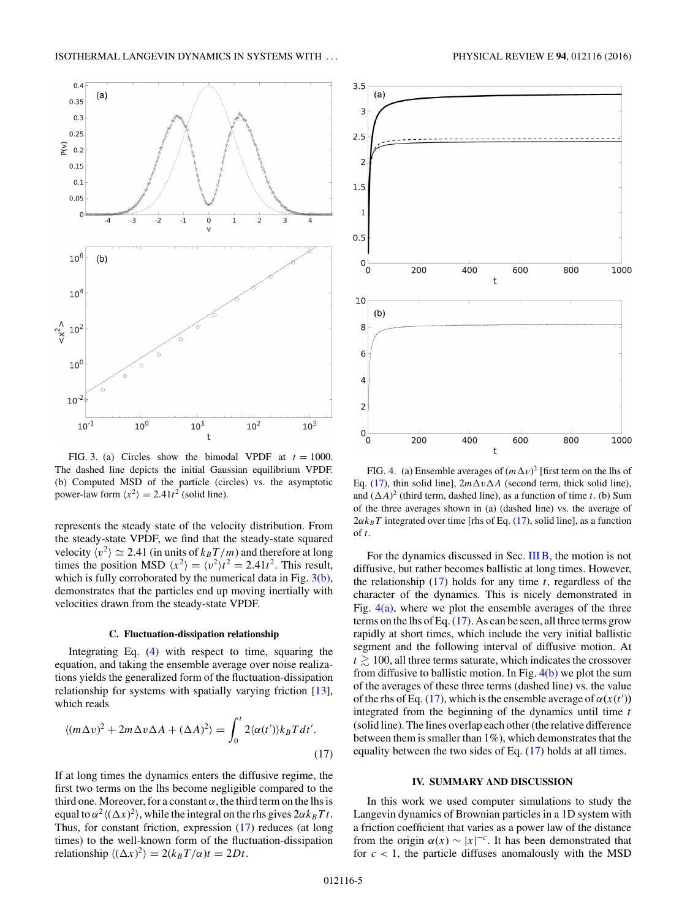FIG. 3. (a) Circles show the bimodal VPDF at $t = 1000$. The dashed line depicts the initial Gaussian equilibrium VPDF. (b) Computed MSD of the particle (circles) vs. the asymptotic power-law form $\langle x^2 \rangle = 2.41t^2$ (solid line).

represents the steady state of the velocity distribution. From the steady-state VPDF, we find that the steady-state squared velocity $\langle v^2 \rangle \simeq 2.41$ (in units of $k_BT/m$) and therefore at long times the position MSD $\langle x^2 \rangle = \langle v^2 \rangle t^2 = 2.41t^2$. This result, which is fully corroborated by the numerical data in Fig. 3(b), demonstrates that the particles end up moving inertially with velocities drawn from the steady-state VPDF.

### C. Fluctuation-dissipation relationship

Integrating Eq. (4) with respect to time, squaring the equation, and taking the ensemble average over noise realizations yields the generalized form of the fluctuation-dissipation relationship for systems with spatially varying friction [13], which reads

$$\langle (m\Delta v)^2 + 2m\Delta v \Delta A + (\Delta A)^2 \rangle = \int_0^t 2\langle \alpha(t') \rangle k_B T dt'. \tag{17}$$

If at long times the dynamics enters the diffusive regime, the first two terms on the lhs become negligible compared to the third one. Moreover, for a constant $\alpha$, the third term on the lhs is equal to $\alpha^2 \langle (\Delta x)^2 \rangle$, while the integral on the rhs gives $2\alpha k_B T t$. Thus, for constant friction, expression (17) reduces (at long times) to the well-known form of the fluctuation-dissipation relationship $\langle (\Delta x)^2 \rangle = 2(k_B T/\alpha)t = 2Dt$.

FIG. 4. (a) Ensemble averages of $(m\Delta v)^2$ [first term on the lhs of Eq. (17), thin solid line], $2m\Delta v \Delta A$ (second term, thick solid line), and $(\Delta A)^2$ (third term, dashed line), as a function of time $t$. (b) Sum of the three averages shown in (a) (dashed line) vs. the average of $2\alpha k_B T$ integrated over time [rhs of Eq. (17), solid line], as a function of $t$.

For the dynamics discussed in Sec. III B, the motion is not diffusive, but rather becomes ballistic at long times. However, the relationship (17) holds for any time $t$, regardless of the character of the dynamics. This is nicely demonstrated in Fig. 4(a), where we plot the ensemble averages of the three terms on the lhs of Eq. (17). As can be seen, all three terms grow rapidly at short times, which include the very initial ballistic segment and the following interval of diffusive motion. At $t \gtrsim 100$, all three terms saturate, which indicates the crossover from diffusive to ballistic motion. In Fig. 4(b) we plot the sum of the averages of these three terms (dashed line) vs. the value of the rhs of Eq. (17), which is the ensemble average of $\alpha(x(t'))$ integrated from the beginning of the dynamics until time $t$ (solid line). The lines overlap each other (the relative difference between them is smaller than 1%), which demonstrates that the equality between the two sides of Eq. (17) holds at all times.

## IV. SUMMARY AND DISCUSSION

In this work we used computer simulations to study the Langevin dynamics of Brownian particles in a 1D system with a friction coefficient that varies as a power law of the distance from the origin $\alpha(x) \sim |x|^{-c}$. It has been demonstrated that for $c < 1$, the particle diffuses anomalously with the MSD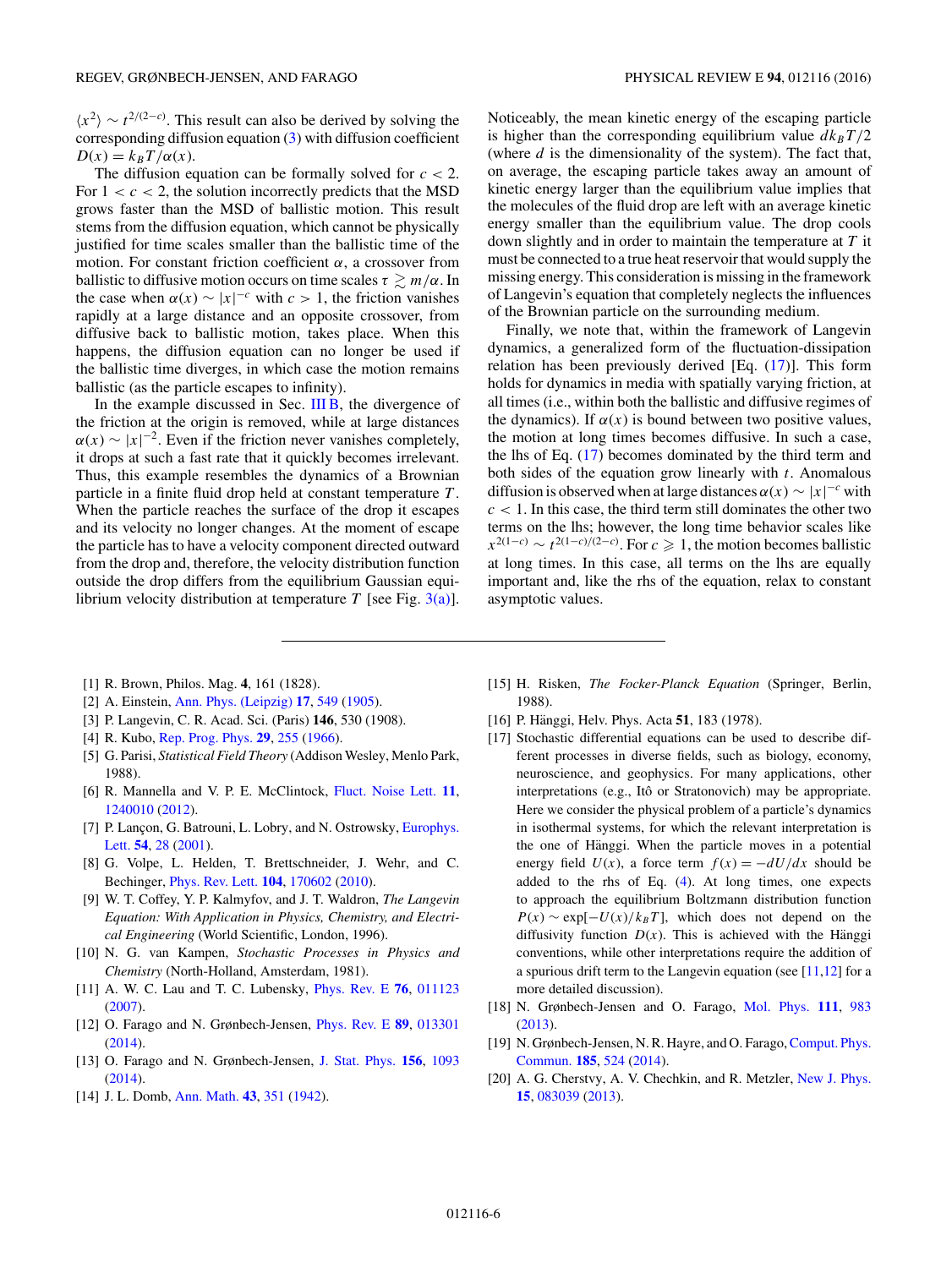$\langle x^2 \rangle \sim t^{2/(2-c)}$. This result can also be derived by solving the corresponding diffusion equation (3) with diffusion coefficient $D(x) = k_B T/\alpha(x)$.

The diffusion equation can be formally solved for $c < 2$. For $1 < c < 2$, the solution incorrectly predicts that the MSD grows faster than the MSD of ballistic motion. This result stems from the diffusion equation, which cannot be physically justified for time scales smaller than the ballistic time of the motion. For constant friction coefficient $\alpha$, a crossover from ballistic to diffusive motion occurs on time scales $\tau \gtrsim m/\alpha$. In the case when $\alpha(x) \sim |x|^{-c}$ with $c > 1$, the friction vanishes rapidly at a large distance and an opposite crossover, from diffusive back to ballistic motion, takes place. When this happens, the diffusion equation can no longer be used if the ballistic time diverges, in which case the motion remains ballistic (as the particle escapes to infinity).

In the example discussed in Sec. III B, the divergence of the friction at the origin is removed, while at large distances $\alpha(x) \sim |x|^{-2}$. Even if the friction never vanishes completely, it drops at such a fast rate that it quickly becomes irrelevant. Thus, this example resembles the dynamics of a Brownian particle in a finite fluid drop held at constant temperature $T$. When the particle reaches the surface of the drop it escapes and its velocity no longer changes. At the moment of escape the particle has to have a velocity component directed outward from the drop and, therefore, the velocity distribution function outside the drop differs from the equilibrium Gaussian equilibrium velocity distribution at temperature $T$ [see Fig. 3(a)]. Noticeably, the mean kinetic energy of the escaping particle is higher than the corresponding equilibrium value $dk_BT/2$ (where $d$ is the dimensionality of the system). The fact that, on average, the escaping particle takes away an amount of kinetic energy larger than the equilibrium value implies that the molecules of the fluid drop are left with an average kinetic energy smaller than the equilibrium value. The drop cools down slightly and in order to maintain the temperature at $T$ it must be connected to a true heat reservoir that would supply the missing energy. This consideration is missing in the framework of Langevin's equation that completely neglects the influences of the Brownian particle on the surrounding medium.

Finally, we note that, within the framework of Langevin dynamics, a generalized form of the fluctuation-dissipation relation has been previously derived [Eq. (17)]. This form holds for dynamics in media with spatially varying friction, at all times (i.e., within both the ballistic and diffusive regimes of the dynamics). If $\alpha(x)$ is bound between two positive values, the motion at long times becomes diffusive. In such a case, the lhs of Eq. (17) becomes dominated by the third term and both sides of the equation grow linearly with $t$. Anomalous diffusion is observed when at large distances $\alpha(x) \sim |x|^{-c}$ with $c < 1$. In this case, the third term still dominates the other two terms on the lhs; however, the long time behavior scales like $x^{2(1-c)} \sim t^{2(1-c)/(2-c)}$. For $c \geqslant 1$, the motion becomes ballistic at long times. In this case, all terms on the lhs are equally important and, like the rhs of the equation, relax to constant asymptotic values.

---

[1] R. Brown, Philos. Mag. **4**, 161 (1828).

[2] A. Einstein, Ann. Phys. (Leipzig) **17**, 549 (1905).

[3] P. Langevin, C. R. Acad. Sci. (Paris) **146**, 530 (1908).

[4] R. Kubo, Rep. Prog. Phys. **29**, 255 (1966).

[5] G. Parisi, *Statistical Field Theory* (Addison Wesley, Menlo Park, 1988).

[6] R. Mannella and V. P. E. McClintock, Fluct. Noise Lett. **11**, 1240010 (2012).

[7] P. Lançon, G. Batrouni, L. Lobry, and N. Ostrowsky, Europhys. Lett. **54**, 28 (2001).

[8] G. Volpe, L. Helden, T. Brettschneider, J. Wehr, and C. Bechinger, Phys. Rev. Lett. **104**, 170602 (2010).

[9] W. T. Coffey, Y. P. Kalmyfov, and J. T. Waldron, *The Langevin Equation: With Application in Physics, Chemistry, and Electrical Engineering* (World Scientific, London, 1996).

[10] N. G. van Kampen, *Stochastic Processes in Physics and Chemistry* (North-Holland, Amsterdam, 1981).

[11] A. W. C. Lau and T. C. Lubensky, Phys. Rev. E **76**, 011123 (2007).

[12] O. Farago and N. Grønbech-Jensen, Phys. Rev. E **89**, 013301 (2014).

[13] O. Farago and N. Grønbech-Jensen, J. Stat. Phys. **156**, 1093 (2014).

[14] J. L. Domb, Ann. Math. **43**, 351 (1942).

[15] H. Risken, *The Focker-Planck Equation* (Springer, Berlin, 1988).

[16] P. Hänggi, Helv. Phys. Acta **51**, 183 (1978).

[17] Stochastic differential equations can be used to describe different processes in diverse fields, such as biology, economy, neuroscience, and geophysics. For many applications, other interpretations (e.g., Itô or Stratonovich) may be appropriate. Here we consider the physical problem of a particle's dynamics in isothermal systems, for which the relevant interpretation is the one of Hänggi. When the particle moves in a potential energy field $U(x)$, a force term $f(x) = -dU/dx$ should be added to the rhs of Eq. (4). At long times, one expects to approach the equilibrium Boltzmann distribution function $P(x) \sim \exp[-U(x)/k_BT]$, which does not depend on the diffusivity function $D(x)$. This is achieved with the Hänggi conventions, while other interpretations require the addition of a spurious drift term to the Langevin equation (see [11,12] for a more detailed discussion).

[18] N. Grønbech-Jensen and O. Farago, Mol. Phys. **111**, 983 (2013).

[19] N. Grønbech-Jensen, N. R. Hayre, and O. Farago, Comput. Phys. Commun. **185**, 524 (2014).

[20] A. G. Cherstvy, A. V. Chechkin, and R. Metzler, New J. Phys. **15**, 083039 (2013).